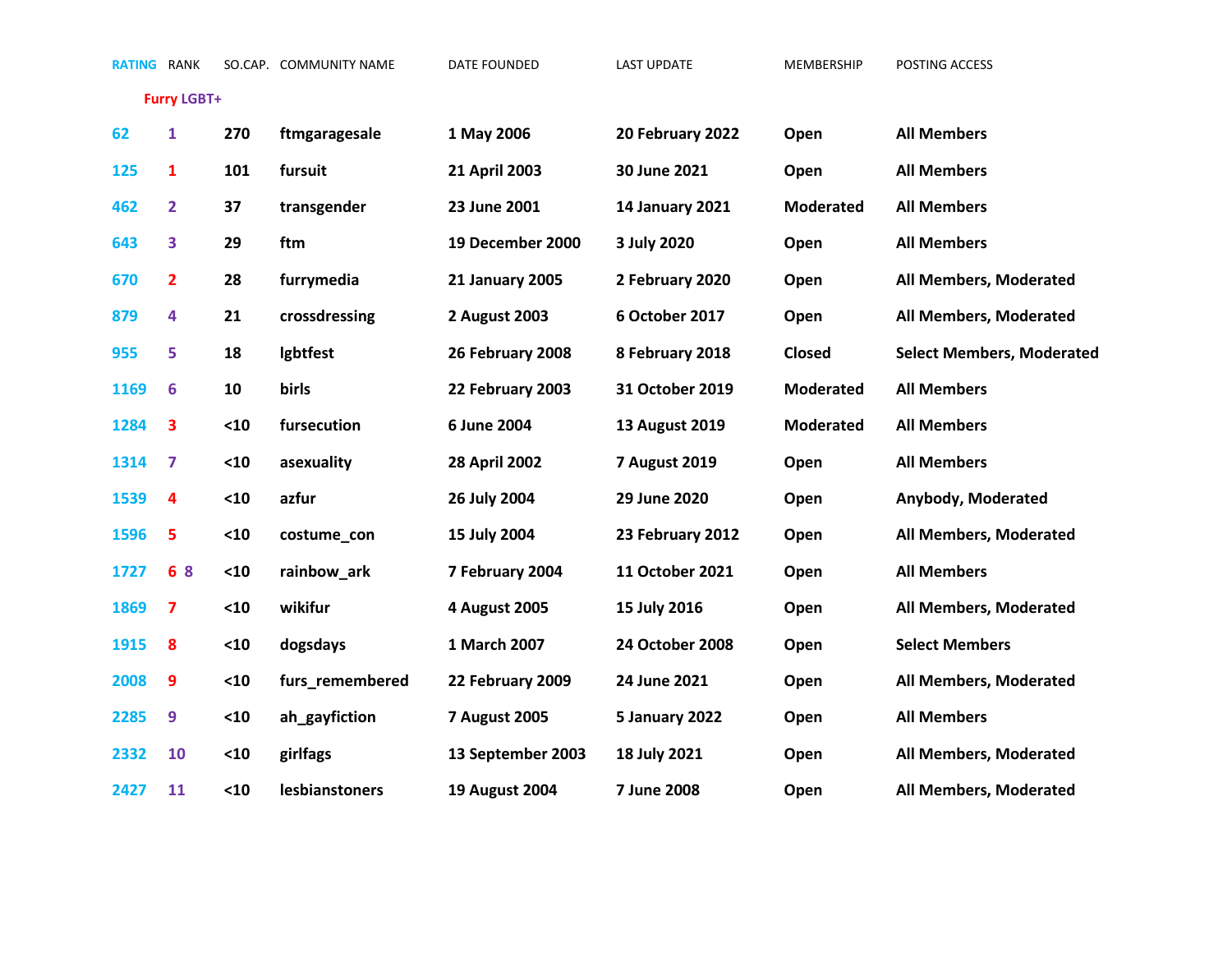| RATING | RANK | SO.CAP. | COMMUNITY NAME | DATE FOUNDED | LAST UPDATE | MEMBERSHIP | POSTING ACCESS |
|---|---|---|---|---|---|---|---|
| | Furry LGBT+ | | | | | | |
| 62 | 1 | 270 | ftmgaragesale | 1 May 2006 | 20 February 2022 | Open | All Members |
| 125 | 1 | 101 | fursuit | 21 April 2003 | 30 June 2021 | Open | All Members |
| 462 | 2 | 37 | transgender | 23 June 2001 | 14 January 2021 | Moderated | All Members |
| 643 | 3 | 29 | ftm | 19 December 2000 | 3 July 2020 | Open | All Members |
| 670 | 2 | 28 | furrymedia | 21 January 2005 | 2 February 2020 | Open | All Members, Moderated |
| 879 | 4 | 21 | crossdressing | 2 August 2003 | 6 October 2017 | Open | All Members, Moderated |
| 955 | 5 | 18 | lgbtfest | 26 February 2008 | 8 February 2018 | Closed | Select Members, Moderated |
| 1169 | 6 | 10 | birls | 22 February 2003 | 31 October 2019 | Moderated | All Members |
| 1284 | 3 | <10 | fursecution | 6 June 2004 | 13 August 2019 | Moderated | All Members |
| 1314 | 7 | <10 | asexuality | 28 April 2002 | 7 August 2019 | Open | All Members |
| 1539 | 4 | <10 | azfur | 26 July 2004 | 29 June 2020 | Open | Anybody, Moderated |
| 1596 | 5 | <10 | costume_con | 15 July 2004 | 23 February 2012 | Open | All Members, Moderated |
| 1727 | 6 8 | <10 | rainbow_ark | 7 February 2004 | 11 October 2021 | Open | All Members |
| 1869 | 7 | <10 | wikifur | 4 August 2005 | 15 July 2016 | Open | All Members, Moderated |
| 1915 | 8 | <10 | dogsdays | 1 March 2007 | 24 October 2008 | Open | Select Members |
| 2008 | 9 | <10 | furs_remembered | 22 February 2009 | 24 June 2021 | Open | All Members, Moderated |
| 2285 | 9 | <10 | ah_gayfiction | 7 August 2005 | 5 January 2022 | Open | All Members |
| 2332 | 10 | <10 | girlfags | 13 September 2003 | 18 July 2021 | Open | All Members, Moderated |
| 2427 | 11 | <10 | lesbianstoners | 19 August 2004 | 7 June 2008 | Open | All Members, Moderated |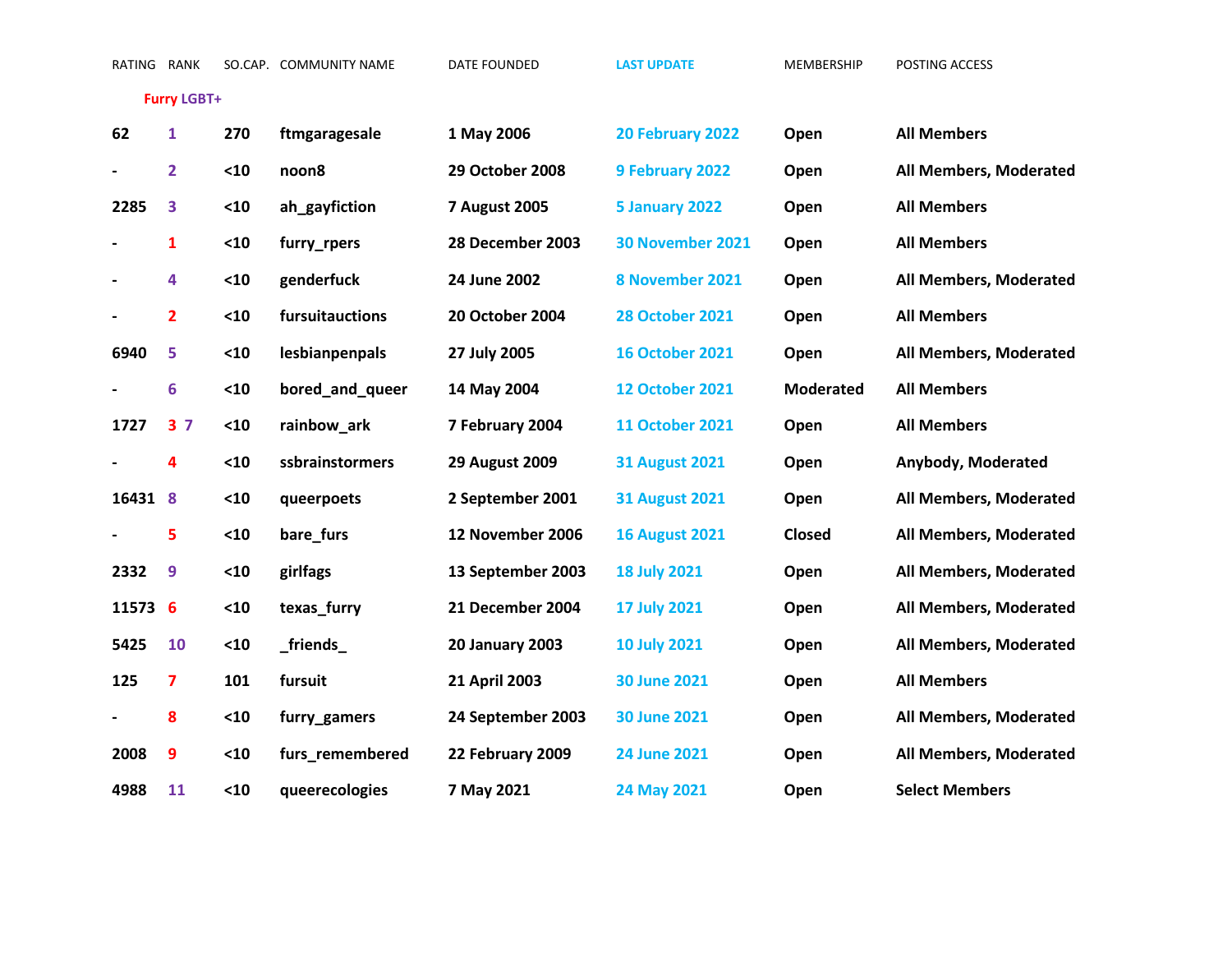| RATING | RANK | SO.CAP. | COMMUNITY NAME | DATE FOUNDED | LAST UPDATE | MEMBERSHIP | POSTING ACCESS |
|---|---|---|---|---|---|---|---|
| | Furry LGBT+ | | | | | | |
| **62** | **1** | **270** | **ftmgaragesale** | **1 May 2006** | **20 February 2022** | **Open** | **All Members** |
| **-** | **2** | **<10** | **noon8** | **29 October 2008** | **9 February 2022** | **Open** | **All Members, Moderated** |
| **2285** | **3** | **<10** | **ah_gayfiction** | **7 August 2005** | **5 January 2022** | **Open** | **All Members** |
| **-** | **1** | **<10** | **furry_rpers** | **28 December 2003** | **30 November 2021** | **Open** | **All Members** |
| **-** | **4** | **<10** | **genderfuck** | **24 June 2002** | **8 November 2021** | **Open** | **All Members, Moderated** |
| **-** | **2** | **<10** | **fursuitauctions** | **20 October 2004** | **28 October 2021** | **Open** | **All Members** |
| **6940** | **5** | **<10** | **lesbianpenpals** | **27 July 2005** | **16 October 2021** | **Open** | **All Members, Moderated** |
| **-** | **6** | **<10** | **bored_and_queer** | **14 May 2004** | **12 October 2021** | **Moderated** | **All Members** |
| **1727** | **3 7** | **<10** | **rainbow_ark** | **7 February 2004** | **11 October 2021** | **Open** | **All Members** |
| **-** | **4** | **<10** | **ssbrainstormers** | **29 August 2009** | **31 August 2021** | **Open** | **Anybody, Moderated** |
| **16431** | **8** | **<10** | **queerpoets** | **2 September 2001** | **31 August 2021** | **Open** | **All Members, Moderated** |
| **-** | **5** | **<10** | **bare_furs** | **12 November 2006** | **16 August 2021** | **Closed** | **All Members, Moderated** |
| **2332** | **9** | **<10** | **girlfags** | **13 September 2003** | **18 July 2021** | **Open** | **All Members, Moderated** |
| **11573** | **6** | **<10** | **texas_furry** | **21 December 2004** | **17 July 2021** | **Open** | **All Members, Moderated** |
| **5425** | **10** | **<10** | **_friends_** | **20 January 2003** | **10 July 2021** | **Open** | **All Members, Moderated** |
| **125** | **7** | **101** | **fursuit** | **21 April 2003** | **30 June 2021** | **Open** | **All Members** |
| **-** | **8** | **<10** | **furry_gamers** | **24 September 2003** | **30 June 2021** | **Open** | **All Members, Moderated** |
| **2008** | **9** | **<10** | **furs_remembered** | **22 February 2009** | **24 June 2021** | **Open** | **All Members, Moderated** |
| **4988** | **11** | **<10** | **queerecologies** | **7 May 2021** | **24 May 2021** | **Open** | **Select Members** |